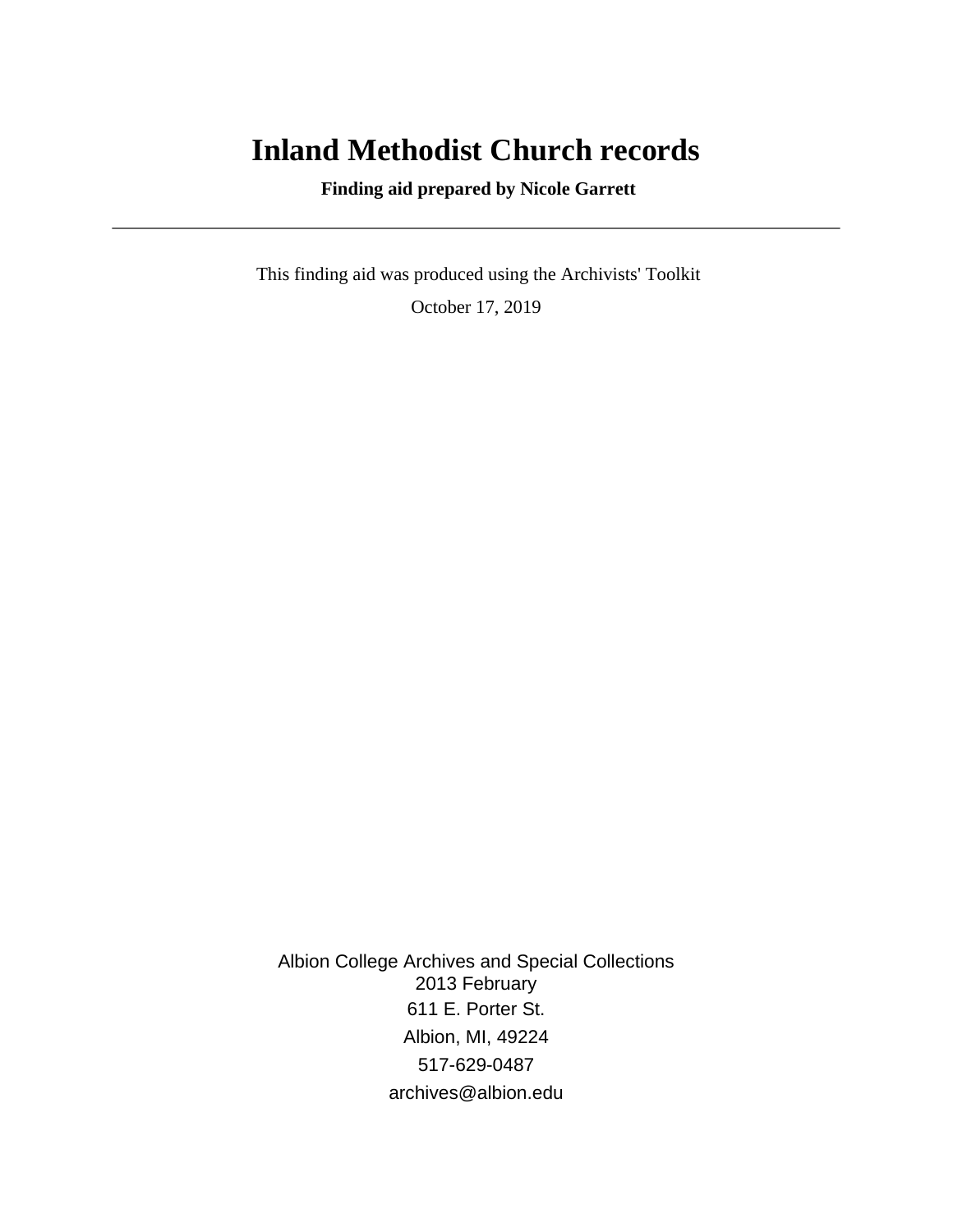# Inland Methodist Church records

**Finding aid prepared by Nicole Garrett**

---

This finding aid was produced using the Archivists' Toolkit

October 17, 2019

Albion College Archives and Special Collections
2013 February
611 E. Porter St.
Albion, MI, 49224
517-629-0487
archives@albion.edu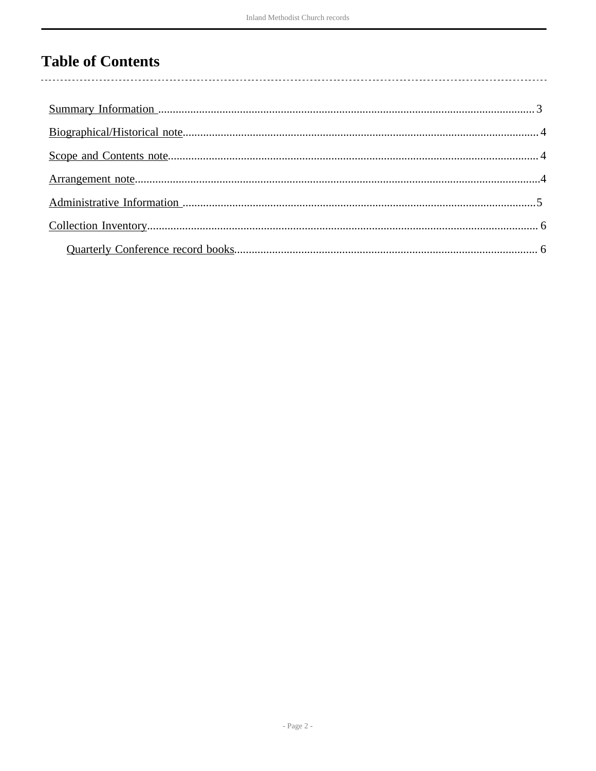# Table of Contents

- Summary Information ........ 3
- Biographical/Historical note ........ 4
- Scope and Contents note ........ 4
- Arrangement note ........ 4
- Administrative Information ........ 5
- Collection Inventory ........ 6
  - Quarterly Conference record books ........ 6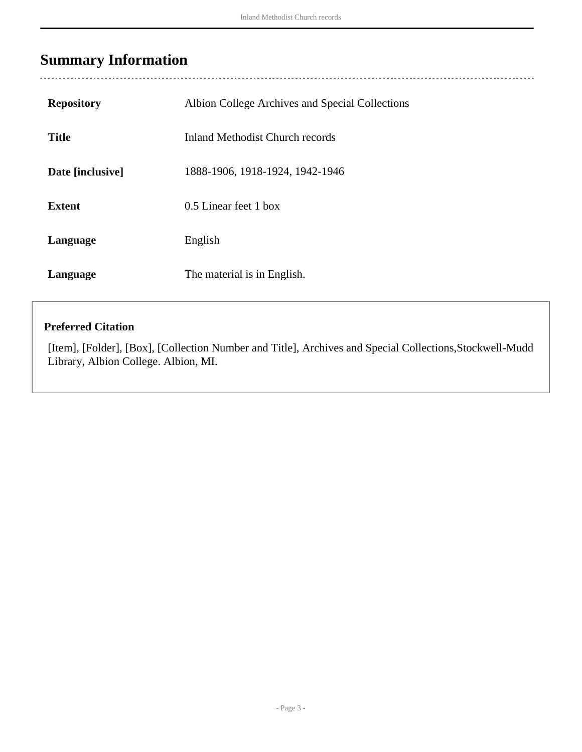## Summary Information

| | |
|---|---|
| **Repository** | Albion College Archives and Special Collections |
| **Title** | Inland Methodist Church records |
| **Date [inclusive]** | 1888-1906, 1918-1924, 1942-1946 |
| **Extent** | 0.5 Linear feet 1 box |
| **Language** | English |
| **Language** | The material is in English. |

**Preferred Citation**

[Item], [Folder], [Box], [Collection Number and Title], Archives and Special Collections,Stockwell-Mudd Library, Albion College. Albion, MI.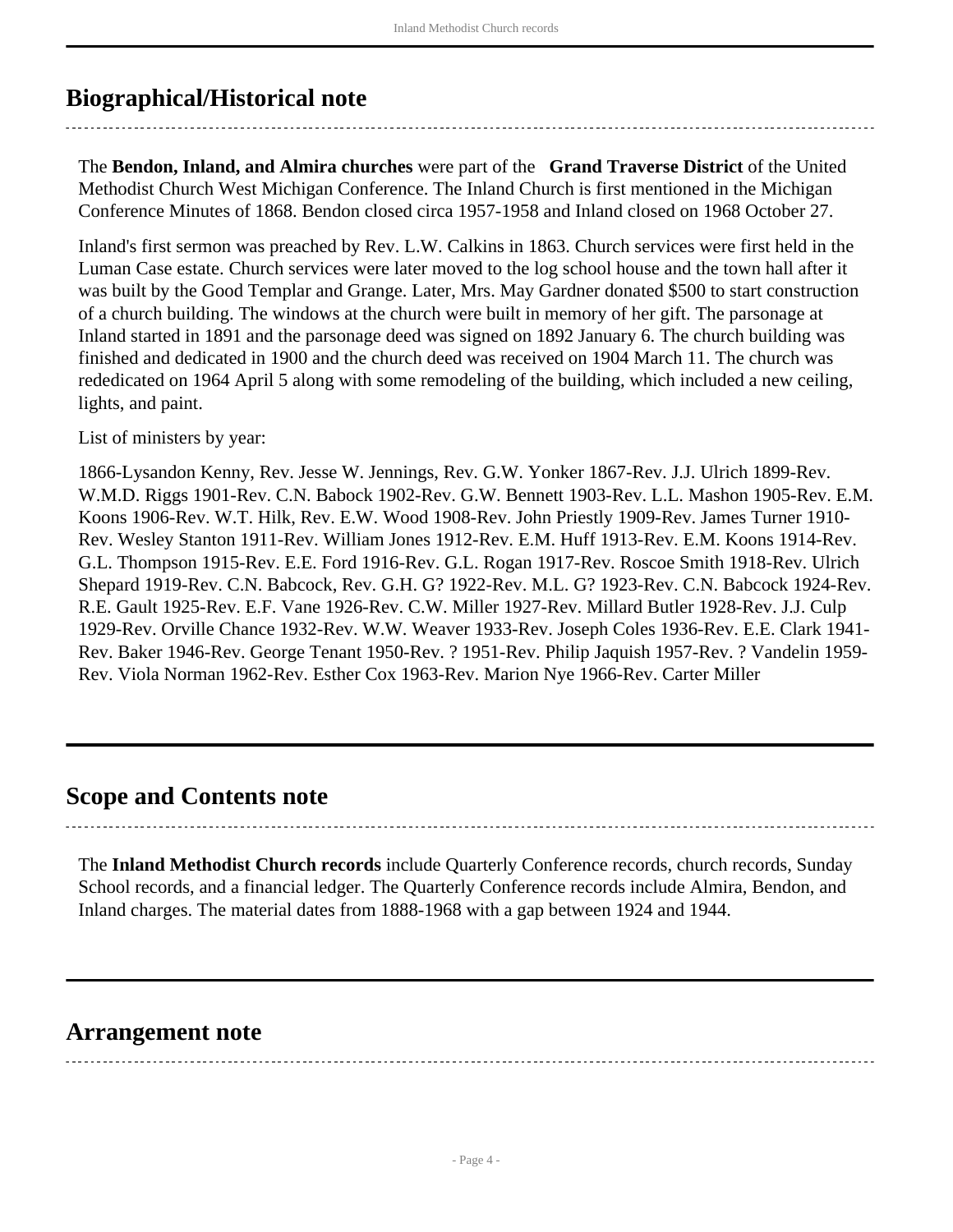## Biographical/Historical note

The **Bendon, Inland, and Almira churches** were part of the **Grand Traverse District** of the United Methodist Church West Michigan Conference. The Inland Church is first mentioned in the Michigan Conference Minutes of 1868. Bendon closed circa 1957-1958 and Inland closed on 1968 October 27.

Inland's first sermon was preached by Rev. L.W. Calkins in 1863. Church services were first held in the Luman Case estate. Church services were later moved to the log school house and the town hall after it was built by the Good Templar and Grange. Later, Mrs. May Gardner donated $500 to start construction of a church building. The windows at the church were built in memory of her gift. The parsonage at Inland started in 1891 and the parsonage deed was signed on 1892 January 6. The church building was finished and dedicated in 1900 and the church deed was received on 1904 March 11. The church was rededicated on 1964 April 5 along with some remodeling of the building, which included a new ceiling, lights, and paint.

List of ministers by year:

1866-Lysandon Kenny, Rev. Jesse W. Jennings, Rev. G.W. Yonker 1867-Rev. J.J. Ulrich 1899-Rev. W.M.D. Riggs 1901-Rev. C.N. Babock 1902-Rev. G.W. Bennett 1903-Rev. L.L. Mashon 1905-Rev. E.M. Koons 1906-Rev. W.T. Hilk, Rev. E.W. Wood 1908-Rev. John Priestly 1909-Rev. James Turner 1910-Rev. Wesley Stanton 1911-Rev. William Jones 1912-Rev. E.M. Huff 1913-Rev. E.M. Koons 1914-Rev. G.L. Thompson 1915-Rev. E.E. Ford 1916-Rev. G.L. Rogan 1917-Rev. Roscoe Smith 1918-Rev. Ulrich Shepard 1919-Rev. C.N. Babcock, Rev. G.H. G? 1922-Rev. M.L. G? 1923-Rev. C.N. Babcock 1924-Rev. R.E. Gault 1925-Rev. E.F. Vane 1926-Rev. C.W. Miller 1927-Rev. Millard Butler 1928-Rev. J.J. Culp 1929-Rev. Orville Chance 1932-Rev. W.W. Weaver 1933-Rev. Joseph Coles 1936-Rev. E.E. Clark 1941-Rev. Baker 1946-Rev. George Tenant 1950-Rev. ? 1951-Rev. Philip Jaquish 1957-Rev. ? Vandelin 1959-Rev. Viola Norman 1962-Rev. Esther Cox 1963-Rev. Marion Nye 1966-Rev. Carter Miller

## Scope and Contents note

The **Inland Methodist Church records** include Quarterly Conference records, church records, Sunday School records, and a financial ledger. The Quarterly Conference records include Almira, Bendon, and Inland charges. The material dates from 1888-1968 with a gap between 1924 and 1944.

## Arrangement note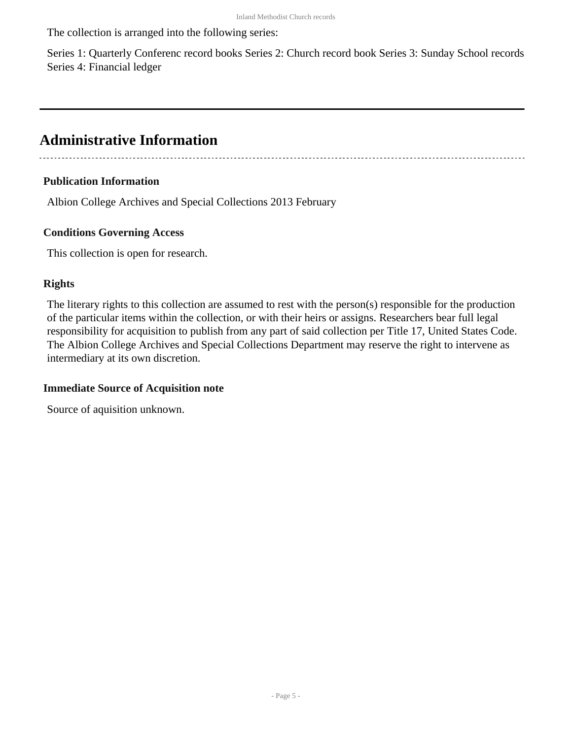The collection is arranged into the following series:

Series 1: Quarterly Conferenc record books Series 2: Church record book Series 3: Sunday School records Series 4: Financial ledger

---

## Administrative Information

### Publication Information

Albion College Archives and Special Collections 2013 February

### Conditions Governing Access

This collection is open for research.

### Rights

The literary rights to this collection are assumed to rest with the person(s) responsible for the production of the particular items within the collection, or with their heirs or assigns. Researchers bear full legal responsibility for acquisition to publish from any part of said collection per Title 17, United States Code. The Albion College Archives and Special Collections Department may reserve the right to intervene as intermediary at its own discretion.

### Immediate Source of Acquisition note

Source of aquisition unknown.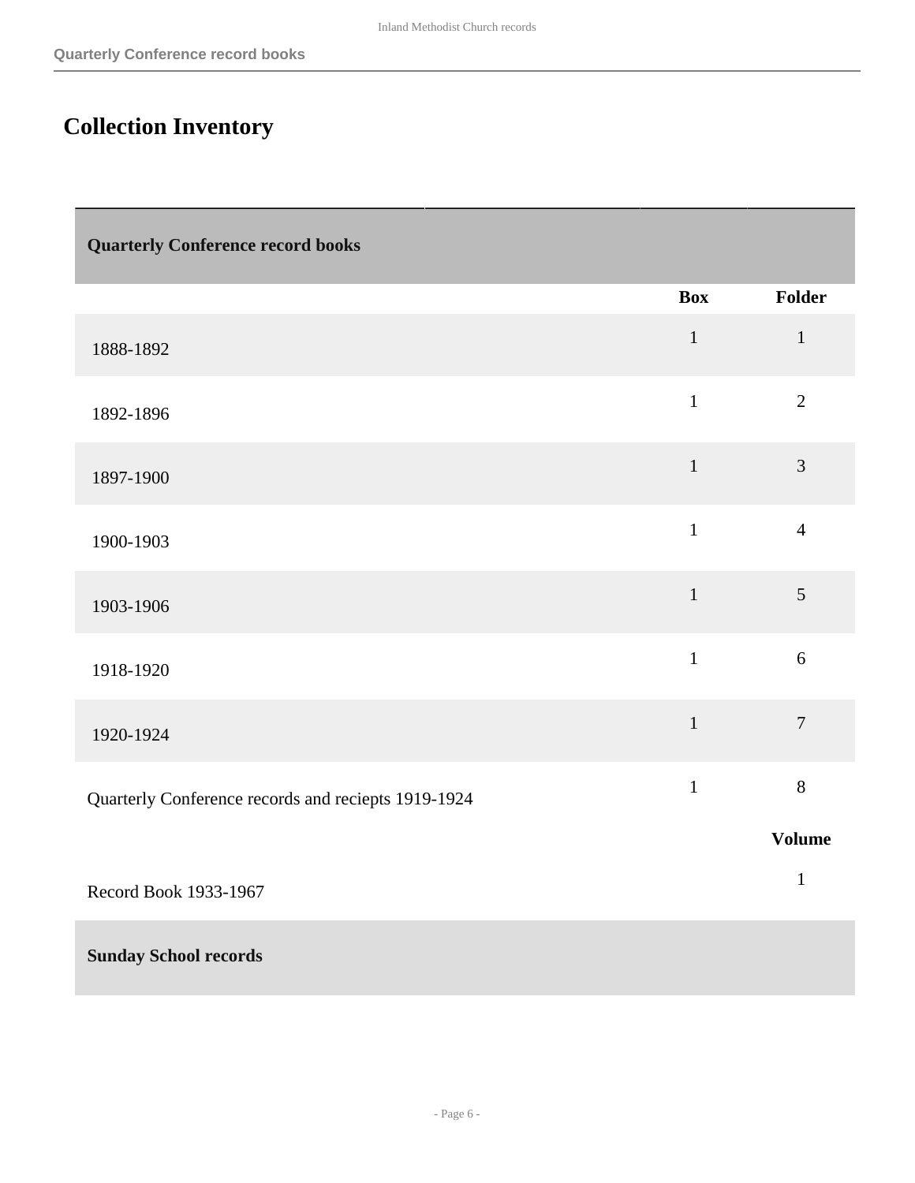# Collection Inventory

| Quarterly Conference record books | | |
|---|---|---|
| | **Box** | **Folder** |
| 1888-1892 | 1 | 1 |
| 1892-1896 | 1 | 2 |
| 1897-1900 | 1 | 3 |
| 1900-1903 | 1 | 4 |
| 1903-1906 | 1 | 5 |
| 1918-1920 | 1 | 6 |
| 1920-1924 | 1 | 7 |
| Quarterly Conference records and reciepts 1919-1924 | 1 | 8 |
| | | **Volume** |
| Record Book 1933-1967 | | 1 |

**Sunday School records**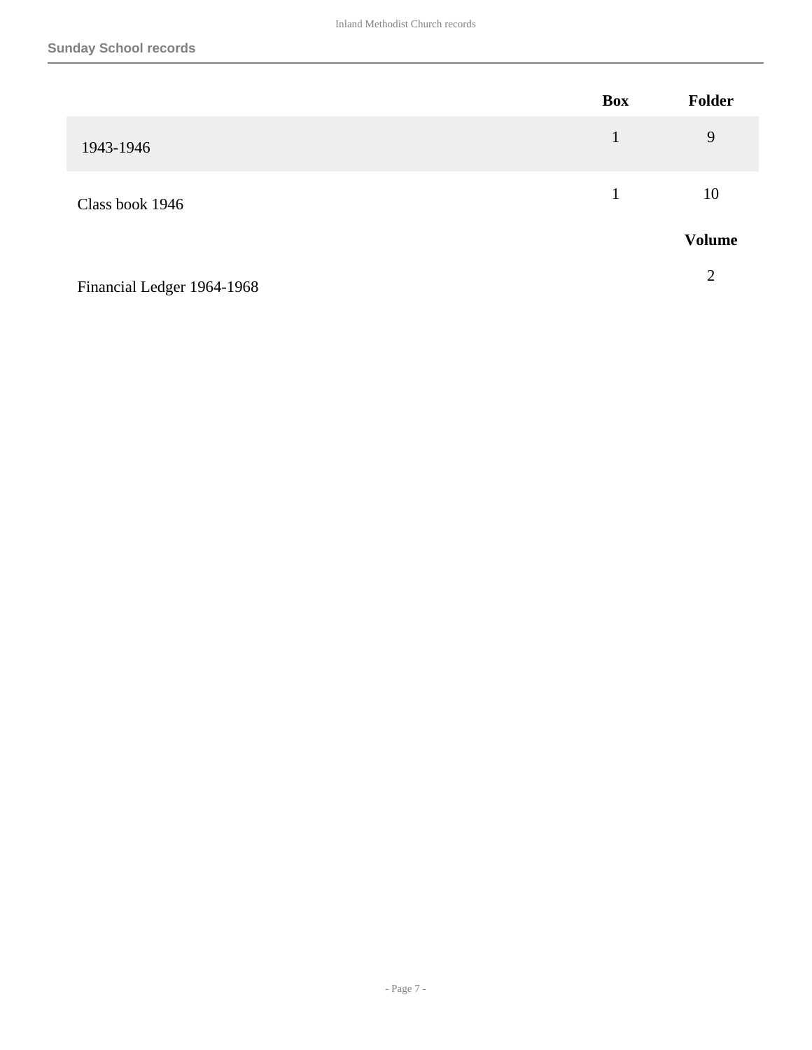## Sunday School records

| | Box | Folder |
|---|---|---|
| 1943-1946 | 1 | 9 |
| Class book 1946 | 1 | 10 |

| | Volume |
|---|---|
| Financial Ledger 1964-1968 | 2 |